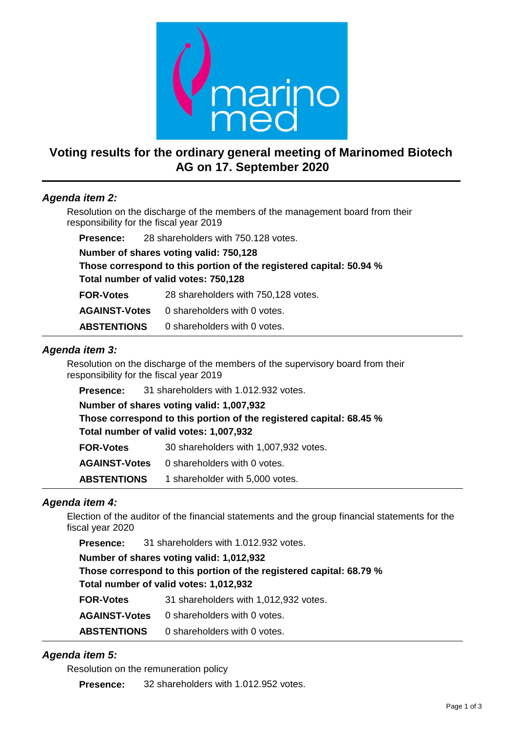# Voting results for the ordinary general meeting of Marinomed Biotech AG on 17. September 2020

## *Agenda item 2:*

Resolution on the discharge of the members of the management board from their responsibility for the fiscal year 2019

**Presence:** 28 shareholders with 750.128 votes.

**Number of shares voting valid: 750,128**
**Those correspond to this portion of the registered capital: 50.94 %**
**Total number of valid votes: 750,128**

| | |
|---|---|
| **FOR-Votes** | 28 shareholders with 750,128 votes. |
| **AGAINST-Votes** | 0 shareholders with 0 votes. |
| **ABSTENTIONS** | 0 shareholders with 0 votes. |

## *Agenda item 3:*

Resolution on the discharge of the members of the supervisory board from their responsibility for the fiscal year 2019

**Presence:** 31 shareholders with 1.012.932 votes.

**Number of shares voting valid: 1,007,932**
**Those correspond to this portion of the registered capital: 68.45 %**
**Total number of valid votes: 1,007,932**

| | |
|---|---|
| **FOR-Votes** | 30 shareholders with 1,007,932 votes. |
| **AGAINST-Votes** | 0 shareholders with 0 votes. |
| **ABSTENTIONS** | 1 shareholder with 5,000 votes. |

## *Agenda item 4:*

Election of the auditor of the financial statements and the group financial statements for the fiscal year 2020

**Presence:** 31 shareholders with 1.012.932 votes.

**Number of shares voting valid: 1,012,932**
**Those correspond to this portion of the registered capital: 68.79 %**
**Total number of valid votes: 1,012,932**

| | |
|---|---|
| **FOR-Votes** | 31 shareholders with 1,012,932 votes. |
| **AGAINST-Votes** | 0 shareholders with 0 votes. |
| **ABSTENTIONS** | 0 shareholders with 0 votes. |

## *Agenda item 5:*

Resolution on the remuneration policy

**Presence:** 32 shareholders with 1.012.952 votes.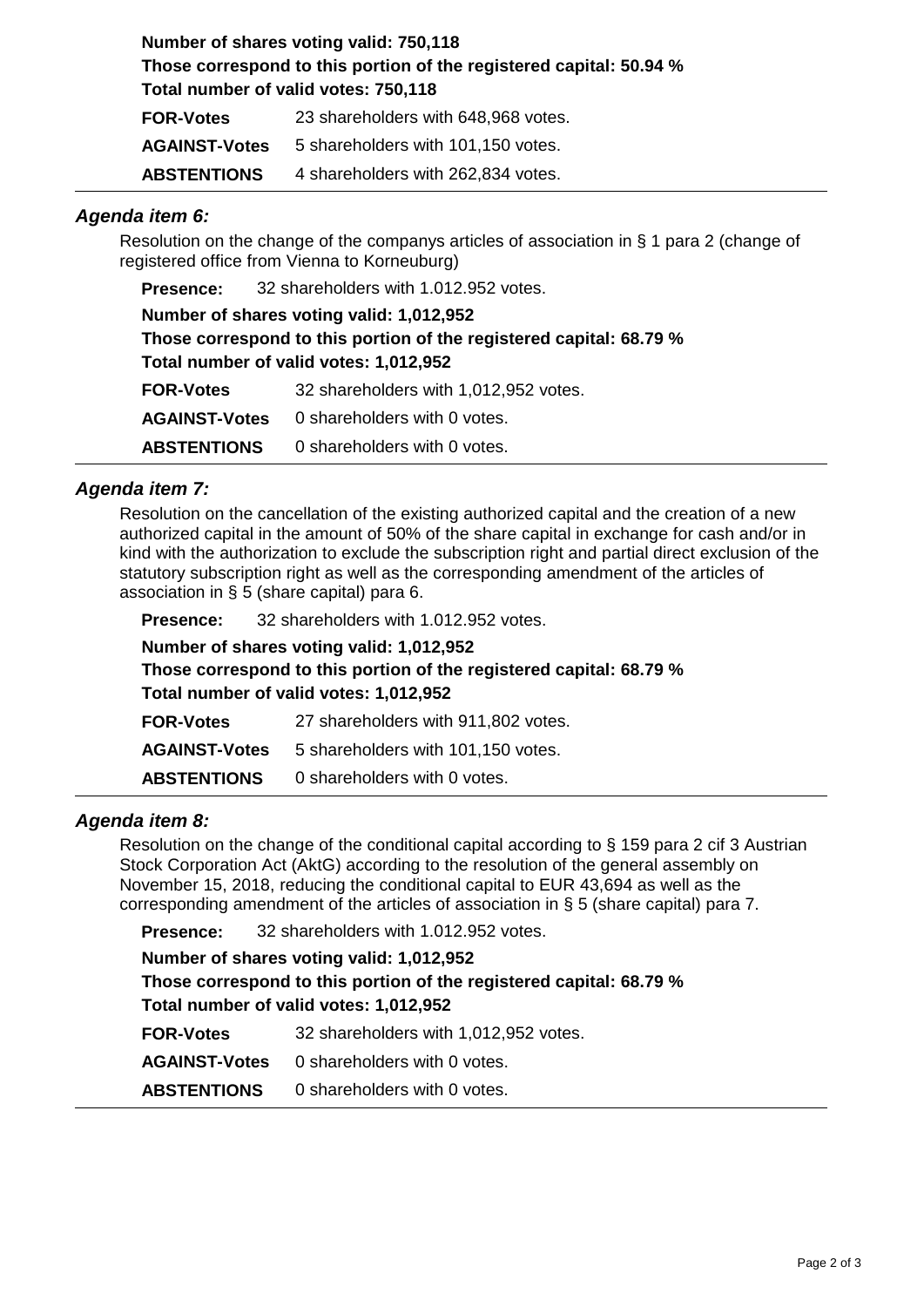**Number of shares voting valid: 750,118**
**Those correspond to this portion of the registered capital: 50.94 %**
**Total number of valid votes: 750,118**

| | |
|---|---|
| **FOR-Votes** | 23 shareholders with 648,968 votes. |
| **AGAINST-Votes** | 5 shareholders with 101,150 votes. |
| **ABSTENTIONS** | 4 shareholders with 262,834 votes. |

### *Agenda item 6:*

Resolution on the change of the companys articles of association in § 1 para 2 (change of registered office from Vienna to Korneuburg)

**Presence:** 32 shareholders with 1.012.952 votes.

**Number of shares voting valid: 1,012,952**
**Those correspond to this portion of the registered capital: 68.79 %**
**Total number of valid votes: 1,012,952**

| | |
|---|---|
| **FOR-Votes** | 32 shareholders with 1,012,952 votes. |
| **AGAINST-Votes** | 0 shareholders with 0 votes. |
| **ABSTENTIONS** | 0 shareholders with 0 votes. |

### *Agenda item 7:*

Resolution on the cancellation of the existing authorized capital and the creation of a new authorized capital in the amount of 50% of the share capital in exchange for cash and/or in kind with the authorization to exclude the subscription right and partial direct exclusion of the statutory subscription right as well as the corresponding amendment of the articles of association in § 5 (share capital) para 6.

**Presence:** 32 shareholders with 1.012.952 votes.

**Number of shares voting valid: 1,012,952**
**Those correspond to this portion of the registered capital: 68.79 %**
**Total number of valid votes: 1,012,952**

| | |
|---|---|
| **FOR-Votes** | 27 shareholders with 911,802 votes. |
| **AGAINST-Votes** | 5 shareholders with 101,150 votes. |
| **ABSTENTIONS** | 0 shareholders with 0 votes. |

### *Agenda item 8:*

Resolution on the change of the conditional capital according to § 159 para 2 cif 3 Austrian Stock Corporation Act (AktG) according to the resolution of the general assembly on November 15, 2018, reducing the conditional capital to EUR 43,694 as well as the corresponding amendment of the articles of association in § 5 (share capital) para 7.

**Presence:** 32 shareholders with 1.012.952 votes.

**Number of shares voting valid: 1,012,952**
**Those correspond to this portion of the registered capital: 68.79 %**
**Total number of valid votes: 1,012,952**

| | |
|---|---|
| **FOR-Votes** | 32 shareholders with 1,012,952 votes. |
| **AGAINST-Votes** | 0 shareholders with 0 votes. |
| **ABSTENTIONS** | 0 shareholders with 0 votes. |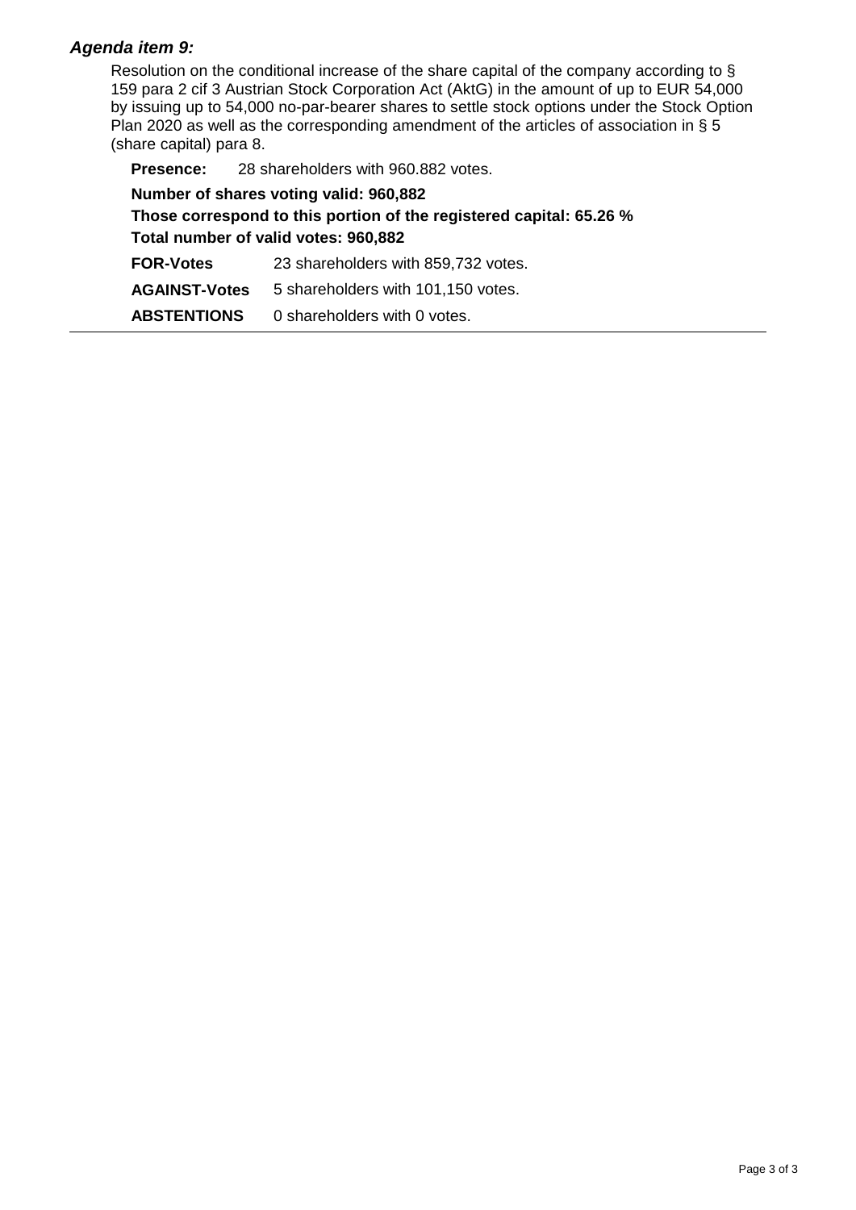***Agenda item 9:***

Resolution on the conditional increase of the share capital of the company according to § 159 para 2 cif 3 Austrian Stock Corporation Act (AktG) in the amount of up to EUR 54,000 by issuing up to 54,000 no-par-bearer shares to settle stock options under the Stock Option Plan 2020 as well as the corresponding amendment of the articles of association in § 5 (share capital) para 8.

**Presence:** 28 shareholders with 960.882 votes.

**Number of shares voting valid: 960,882**

**Those correspond to this portion of the registered capital: 65.26 %**

**Total number of valid votes: 960,882**

| | |
|---|---|
| **FOR-Votes** | 23 shareholders with 859,732 votes. |
| **AGAINST-Votes** | 5 shareholders with 101,150 votes. |
| **ABSTENTIONS** | 0 shareholders with 0 votes. |